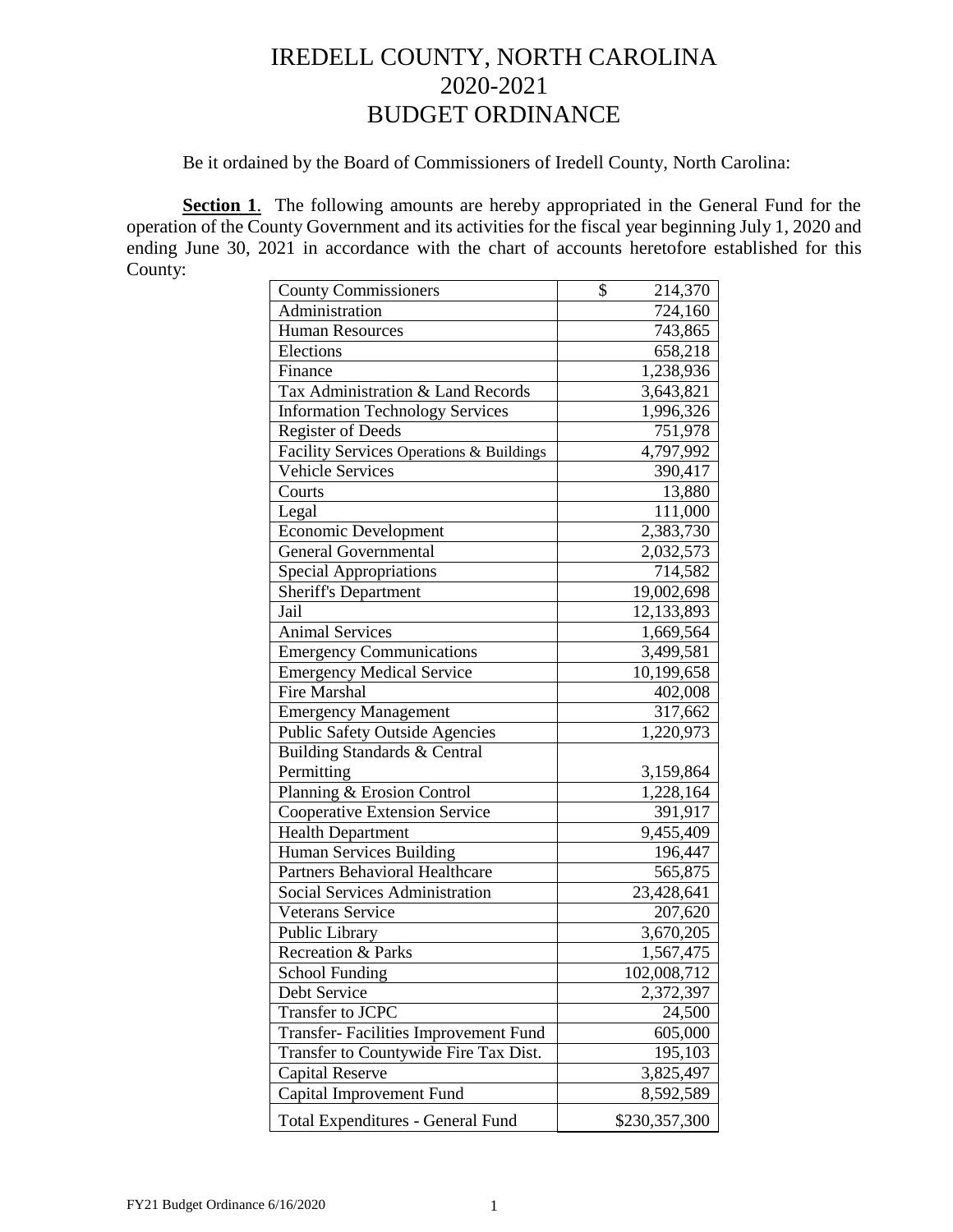# IREDELL COUNTY, NORTH CAROLINA
# 2020-2021
# BUDGET ORDINANCE

Be it ordained by the Board of Commissioners of Iredell County, North Carolina:

**Section 1**. The following amounts are hereby appropriated in the General Fund for the operation of the County Government and its activities for the fiscal year beginning July 1, 2020 and ending June 30, 2021 in accordance with the chart of accounts heretofore established for this County:

| | |
|---|---|
| County Commissioners | $ 214,370 |
| Administration | 724,160 |
| Human Resources | 743,865 |
| Elections | 658,218 |
| Finance | 1,238,936 |
| Tax Administration & Land Records | 3,643,821 |
| Information Technology Services | 1,996,326 |
| Register of Deeds | 751,978 |
| Facility Services Operations & Buildings | 4,797,992 |
| Vehicle Services | 390,417 |
| Courts | 13,880 |
| Legal | 111,000 |
| Economic Development | 2,383,730 |
| General Governmental | 2,032,573 |
| Special Appropriations | 714,582 |
| Sheriff's Department | 19,002,698 |
| Jail | 12,133,893 |
| Animal Services | 1,669,564 |
| Emergency Communications | 3,499,581 |
| Emergency Medical Service | 10,199,658 |
| Fire Marshal | 402,008 |
| Emergency Management | 317,662 |
| Public Safety Outside Agencies | 1,220,973 |
| Building Standards & Central Permitting | 3,159,864 |
| Planning & Erosion Control | 1,228,164 |
| Cooperative Extension Service | 391,917 |
| Health Department | 9,455,409 |
| Human Services Building | 196,447 |
| Partners Behavioral Healthcare | 565,875 |
| Social Services Administration | 23,428,641 |
| Veterans Service | 207,620 |
| Public Library | 3,670,205 |
| Recreation & Parks | 1,567,475 |
| School Funding | 102,008,712 |
| Debt Service | 2,372,397 |
| Transfer to JCPC | 24,500 |
| Transfer- Facilities Improvement Fund | 605,000 |
| Transfer to Countywide Fire Tax Dist. | 195,103 |
| Capital Reserve | 3,825,497 |
| Capital Improvement Fund | 8,592,589 |
| Total Expenditures - General Fund | $230,357,300 |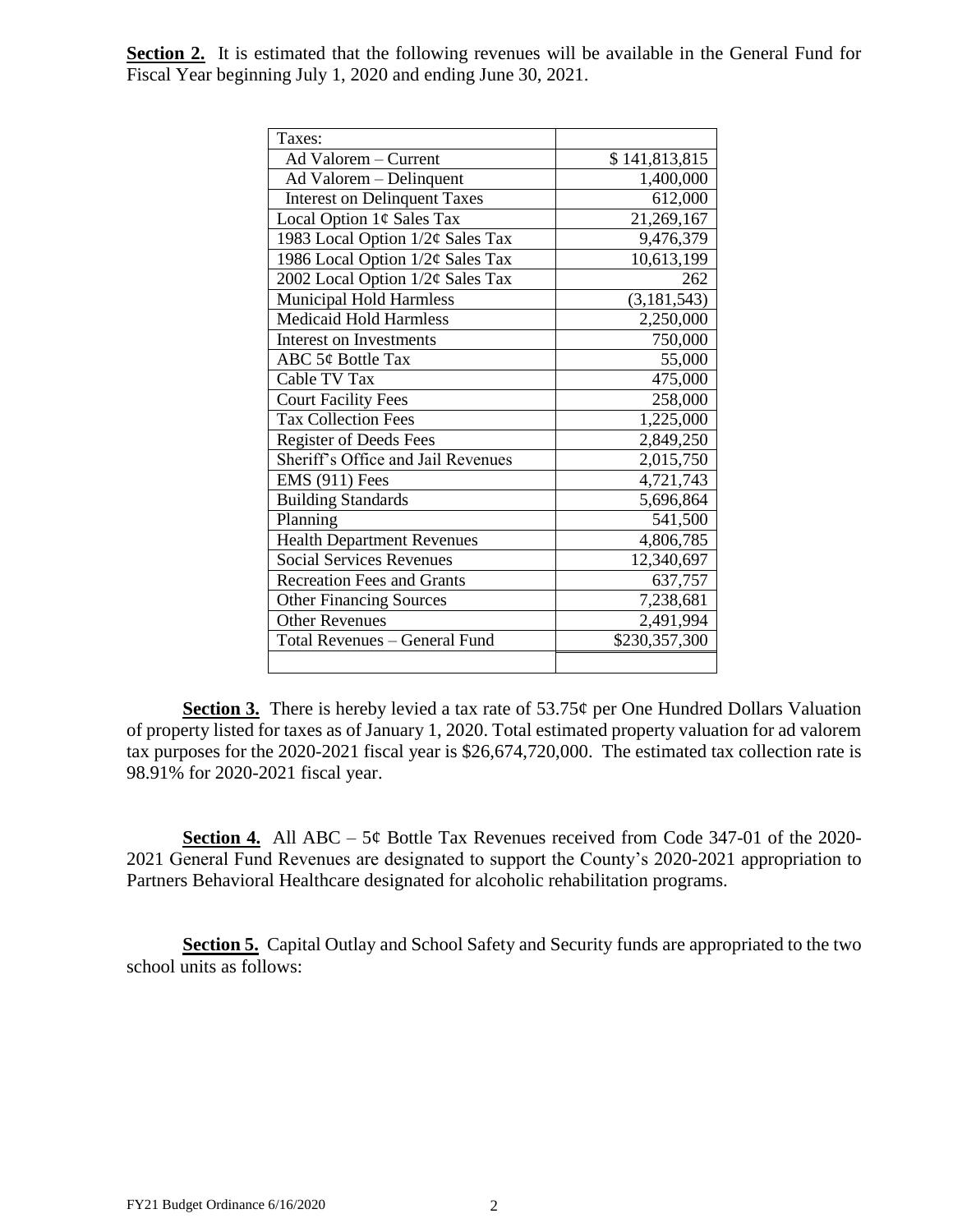**Section 2.** It is estimated that the following revenues will be available in the General Fund for Fiscal Year beginning July 1, 2020 and ending June 30, 2021.

| Taxes: | |
|---|---|
| Ad Valorem – Current | $ 141,813,815 |
| Ad Valorem – Delinquent | 1,400,000 |
| Interest on Delinquent Taxes | 612,000 |
| Local Option 1¢ Sales Tax | 21,269,167 |
| 1983 Local Option 1/2¢ Sales Tax | 9,476,379 |
| 1986 Local Option 1/2¢ Sales Tax | 10,613,199 |
| 2002 Local Option 1/2¢ Sales Tax | 262 |
| Municipal Hold Harmless | (3,181,543) |
| Medicaid Hold Harmless | 2,250,000 |
| Interest on Investments | 750,000 |
| ABC 5¢ Bottle Tax | 55,000 |
| Cable TV Tax | 475,000 |
| Court Facility Fees | 258,000 |
| Tax Collection Fees | 1,225,000 |
| Register of Deeds Fees | 2,849,250 |
| Sheriff's Office and Jail Revenues | 2,015,750 |
| EMS (911) Fees | 4,721,743 |
| Building Standards | 5,696,864 |
| Planning | 541,500 |
| Health Department Revenues | 4,806,785 |
| Social Services Revenues | 12,340,697 |
| Recreation Fees and Grants | 637,757 |
| Other Financing Sources | 7,238,681 |
| Other Revenues | 2,491,994 |
| Total Revenues – General Fund | $230,357,300 |

**Section 3.** There is hereby levied a tax rate of 53.75¢ per One Hundred Dollars Valuation of property listed for taxes as of January 1, 2020. Total estimated property valuation for ad valorem tax purposes for the 2020-2021 fiscal year is $26,674,720,000. The estimated tax collection rate is 98.91% for 2020-2021 fiscal year.

**Section 4.** All ABC – 5¢ Bottle Tax Revenues received from Code 347-01 of the 2020-2021 General Fund Revenues are designated to support the County's 2020-2021 appropriation to Partners Behavioral Healthcare designated for alcoholic rehabilitation programs.

**Section 5.** Capital Outlay and School Safety and Security funds are appropriated to the two school units as follows: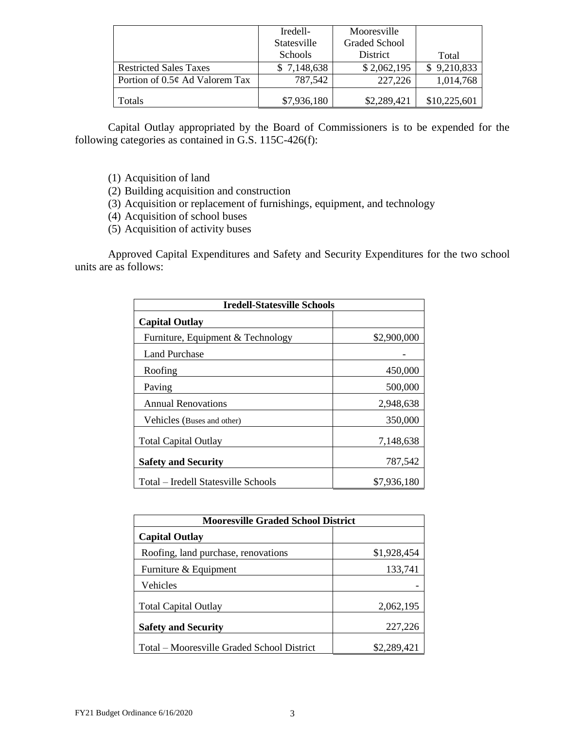| | Iredell-Statesville Schools | Mooresville Graded School District | Total |
|---|---|---|---|
| Restricted Sales Taxes | $ 7,148,638 | $ 2,062,195 | $ 9,210,833 |
| Portion of 0.5¢ Ad Valorem Tax | 787,542 | 227,226 | 1,014,768 |
| Totals | $7,936,180 | $2,289,421 | $10,225,601 |

Capital Outlay appropriated by the Board of Commissioners is to be expended for the following categories as contained in G.S. 115C-426(f):

(1) Acquisition of land
(2) Building acquisition and construction
(3) Acquisition or replacement of furnishings, equipment, and technology
(4) Acquisition of school buses
(5) Acquisition of activity buses

Approved Capital Expenditures and Safety and Security Expenditures for the two school units are as follows:

| **Iredell-Statesville Schools** | |
|---|---|
| **Capital Outlay** | |
| Furniture, Equipment & Technology | $2,900,000 |
| Land Purchase | - |
| Roofing | 450,000 |
| Paving | 500,000 |
| Annual Renovations | 2,948,638 |
| Vehicles (Buses and other) | 350,000 |
| Total Capital Outlay | 7,148,638 |
| **Safety and Security** | 787,542 |
| Total – Iredell Statesville Schools | $7,936,180 |

| **Mooresville Graded School District** | |
|---|---|
| **Capital Outlay** | |
| Roofing, land purchase, renovations | $1,928,454 |
| Furniture & Equipment | 133,741 |
| Vehicles | - |
| Total Capital Outlay | 2,062,195 |
| **Safety and Security** | 227,226 |
| Total – Mooresville Graded School District | $2,289,421 |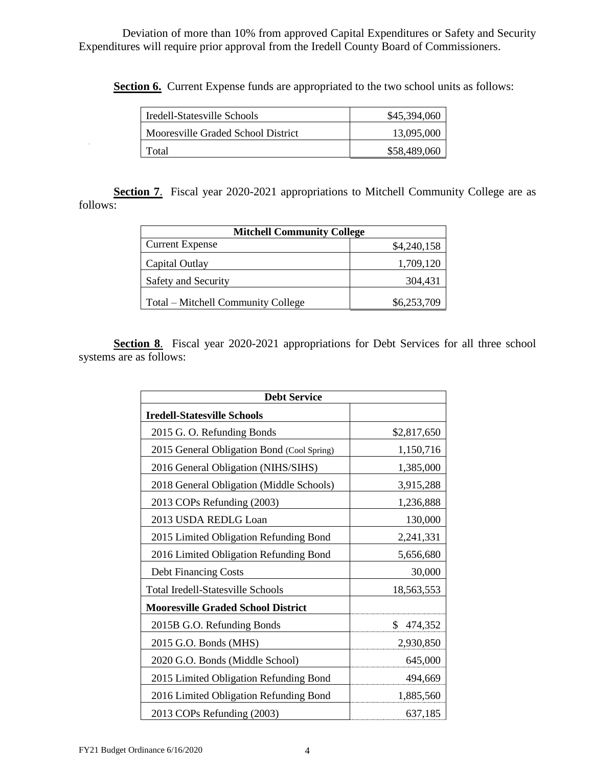Deviation of more than 10% from approved Capital Expenditures or Safety and Security Expenditures will require prior approval from the Iredell County Board of Commissioners.

**Section 6.** Current Expense funds are appropriated to the two school units as follows:

| | |
|---|---:|
| Iredell-Statesville Schools | $45,394,060 |
| Mooresville Graded School District | 13,095,000 |
| Total | $58,489,060 |

**Section 7**. Fiscal year 2020-2021 appropriations to Mitchell Community College are as follows:

| **Mitchell Community College** | |
|---|---:|
| Current Expense | $4,240,158 |
| Capital Outlay | 1,709,120 |
| Safety and Security | 304,431 |
| Total – Mitchell Community College | $6,253,709 |

**Section 8**. Fiscal year 2020-2021 appropriations for Debt Services for all three school systems are as follows:

| **Debt Service** | |
|---|---:|
| **Iredell-Statesville Schools** | |
| 2015 G. O. Refunding Bonds | $2,817,650 |
| 2015 General Obligation Bond (Cool Spring) | 1,150,716 |
| 2016 General Obligation (NIHS/SIHS) | 1,385,000 |
| 2018 General Obligation (Middle Schools) | 3,915,288 |
| 2013 COPs Refunding (2003) | 1,236,888 |
| 2013 USDA REDLG Loan | 130,000 |
| 2015 Limited Obligation Refunding Bond | 2,241,331 |
| 2016 Limited Obligation Refunding Bond | 5,656,680 |
| Debt Financing Costs | 30,000 |
| Total Iredell-Statesville Schools | 18,563,553 |
| **Mooresville Graded School District** | |
| 2015B G.O. Refunding Bonds | $ 474,352 |
| 2015 G.O. Bonds (MHS) | 2,930,850 |
| 2020 G.O. Bonds (Middle School) | 645,000 |
| 2015 Limited Obligation Refunding Bond | 494,669 |
| 2016 Limited Obligation Refunding Bond | 1,885,560 |
| 2013 COPs Refunding (2003) | 637,185 |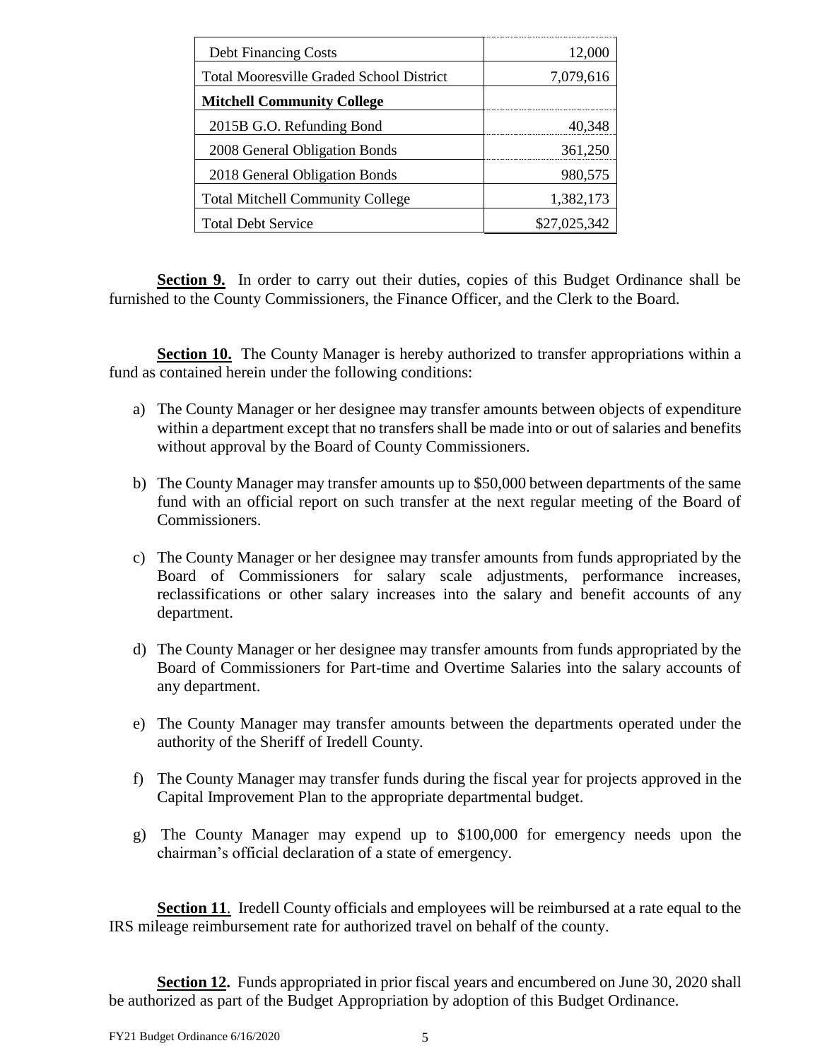| | |
|---|---|
| Debt Financing Costs | 12,000 |
| Total Mooresville Graded School District | 7,079,616 |
| **Mitchell Community College** | |
| 2015B G.O. Refunding Bond | 40,348 |
| 2008 General Obligation Bonds | 361,250 |
| 2018 General Obligation Bonds | 980,575 |
| Total Mitchell Community College | 1,382,173 |
| Total Debt Service | \$27,025,342 |

**Section 9.** In order to carry out their duties, copies of this Budget Ordinance shall be furnished to the County Commissioners, the Finance Officer, and the Clerk to the Board.

**Section 10.** The County Manager is hereby authorized to transfer appropriations within a fund as contained herein under the following conditions:

a) The County Manager or her designee may transfer amounts between objects of expenditure within a department except that no transfers shall be made into or out of salaries and benefits without approval by the Board of County Commissioners.

b) The County Manager may transfer amounts up to \$50,000 between departments of the same fund with an official report on such transfer at the next regular meeting of the Board of Commissioners.

c) The County Manager or her designee may transfer amounts from funds appropriated by the Board of Commissioners for salary scale adjustments, performance increases, reclassifications or other salary increases into the salary and benefit accounts of any department.

d) The County Manager or her designee may transfer amounts from funds appropriated by the Board of Commissioners for Part-time and Overtime Salaries into the salary accounts of any department.

e) The County Manager may transfer amounts between the departments operated under the authority of the Sheriff of Iredell County.

f) The County Manager may transfer funds during the fiscal year for projects approved in the Capital Improvement Plan to the appropriate departmental budget.

g) The County Manager may expend up to \$100,000 for emergency needs upon the chairman's official declaration of a state of emergency.

**Section 11**. Iredell County officials and employees will be reimbursed at a rate equal to the IRS mileage reimbursement rate for authorized travel on behalf of the county.

**Section 12.** Funds appropriated in prior fiscal years and encumbered on June 30, 2020 shall be authorized as part of the Budget Appropriation by adoption of this Budget Ordinance.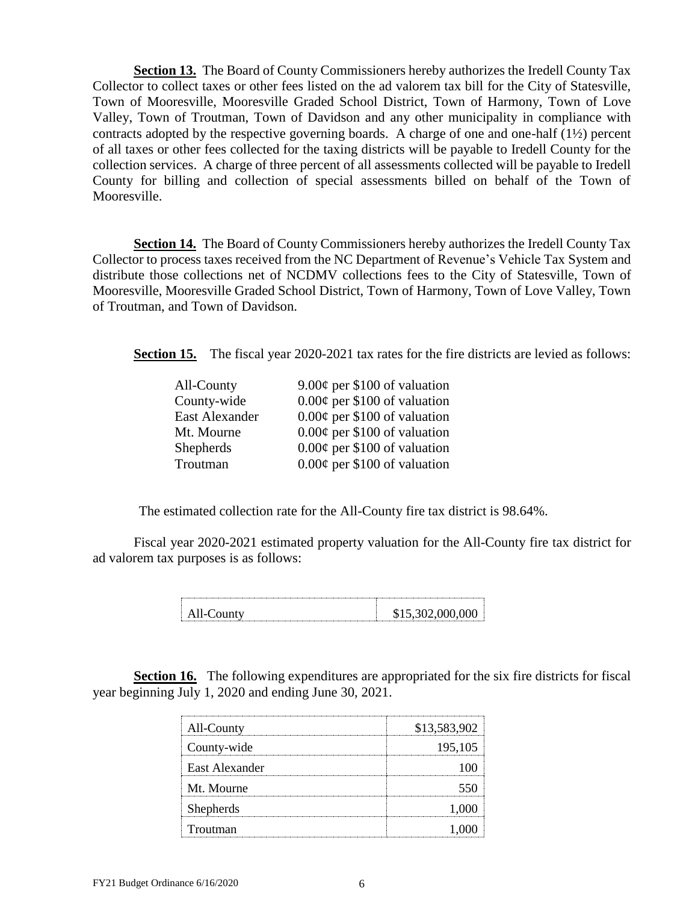**Section 13.** The Board of County Commissioners hereby authorizes the Iredell County Tax Collector to collect taxes or other fees listed on the ad valorem tax bill for the City of Statesville, Town of Mooresville, Mooresville Graded School District, Town of Harmony, Town of Love Valley, Town of Troutman, Town of Davidson and any other municipality in compliance with contracts adopted by the respective governing boards. A charge of one and one-half (1½) percent of all taxes or other fees collected for the taxing districts will be payable to Iredell County for the collection services. A charge of three percent of all assessments collected will be payable to Iredell County for billing and collection of special assessments billed on behalf of the Town of Mooresville.

**Section 14.** The Board of County Commissioners hereby authorizes the Iredell County Tax Collector to process taxes received from the NC Department of Revenue's Vehicle Tax System and distribute those collections net of NCDMV collections fees to the City of Statesville, Town of Mooresville, Mooresville Graded School District, Town of Harmony, Town of Love Valley, Town of Troutman, and Town of Davidson.

**Section 15.** The fiscal year 2020-2021 tax rates for the fire districts are levied as follows:

| | |
|---|---|
| All-County | 9.00¢ per $100 of valuation |
| County-wide | 0.00¢ per $100 of valuation |
| East Alexander | 0.00¢ per $100 of valuation |
| Mt. Mourne | 0.00¢ per $100 of valuation |
| Shepherds | 0.00¢ per $100 of valuation |
| Troutman | 0.00¢ per $100 of valuation |

The estimated collection rate for the All-County fire tax district is 98.64%.

Fiscal year 2020-2021 estimated property valuation for the All-County fire tax district for ad valorem tax purposes is as follows:

| | |
|---|---|
| All-County | $15,302,000,000 |

**Section 16.** The following expenditures are appropriated for the six fire districts for fiscal year beginning July 1, 2020 and ending June 30, 2021.

| | |
|---|---:|
| All-County | $13,583,902 |
| County-wide | 195,105 |
| East Alexander | 100 |
| Mt. Mourne | 550 |
| Shepherds | 1,000 |
| Troutman | 1,000 |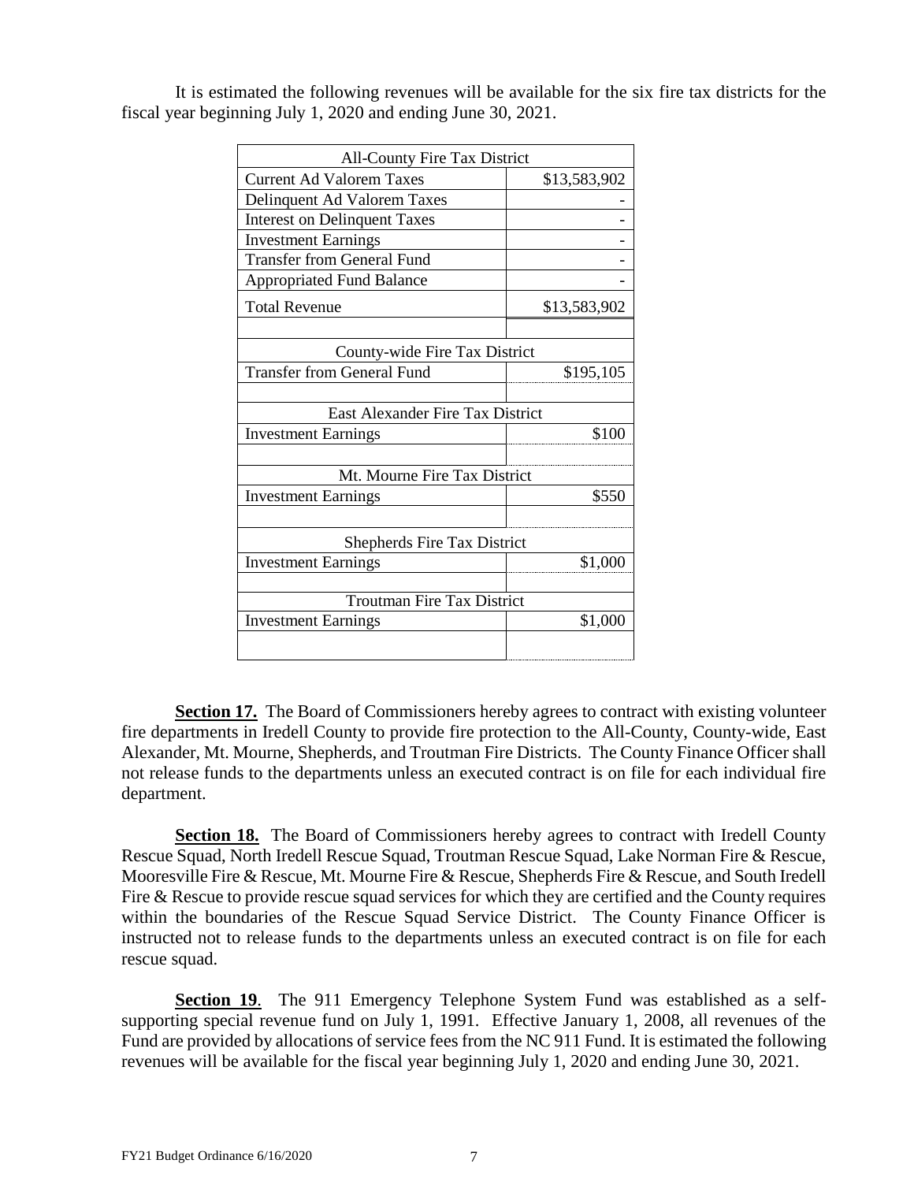It is estimated the following revenues will be available for the six fire tax districts for the fiscal year beginning July 1, 2020 and ending June 30, 2021.

| All-County Fire Tax District | |
|---|---|
| Current Ad Valorem Taxes | $13,583,902 |
| Delinquent Ad Valorem Taxes | - |
| Interest on Delinquent Taxes | - |
| Investment Earnings | - |
| Transfer from General Fund | - |
| Appropriated Fund Balance | - |
| Total Revenue | $13,583,902 |
| | |
| County-wide Fire Tax District | |
| Transfer from General Fund | $195,105 |
| | |
| East Alexander Fire Tax District | |
| Investment Earnings | $100 |
| | |
| Mt. Mourne Fire Tax District | |
| Investment Earnings | $550 |
| | |
| Shepherds Fire Tax District | |
| Investment Earnings | $1,000 |
| | |
| Troutman Fire Tax District | |
| Investment Earnings | $1,000 |
| | |

**Section 17.** The Board of Commissioners hereby agrees to contract with existing volunteer fire departments in Iredell County to provide fire protection to the All-County, County-wide, East Alexander, Mt. Mourne, Shepherds, and Troutman Fire Districts. The County Finance Officer shall not release funds to the departments unless an executed contract is on file for each individual fire department.

**Section 18.** The Board of Commissioners hereby agrees to contract with Iredell County Rescue Squad, North Iredell Rescue Squad, Troutman Rescue Squad, Lake Norman Fire & Rescue, Mooresville Fire & Rescue, Mt. Mourne Fire & Rescue, Shepherds Fire & Rescue, and South Iredell Fire & Rescue to provide rescue squad services for which they are certified and the County requires within the boundaries of the Rescue Squad Service District. The County Finance Officer is instructed not to release funds to the departments unless an executed contract is on file for each rescue squad.

**Section 19**. The 911 Emergency Telephone System Fund was established as a self-supporting special revenue fund on July 1, 1991. Effective January 1, 2008, all revenues of the Fund are provided by allocations of service fees from the NC 911 Fund. It is estimated the following revenues will be available for the fiscal year beginning July 1, 2020 and ending June 30, 2021.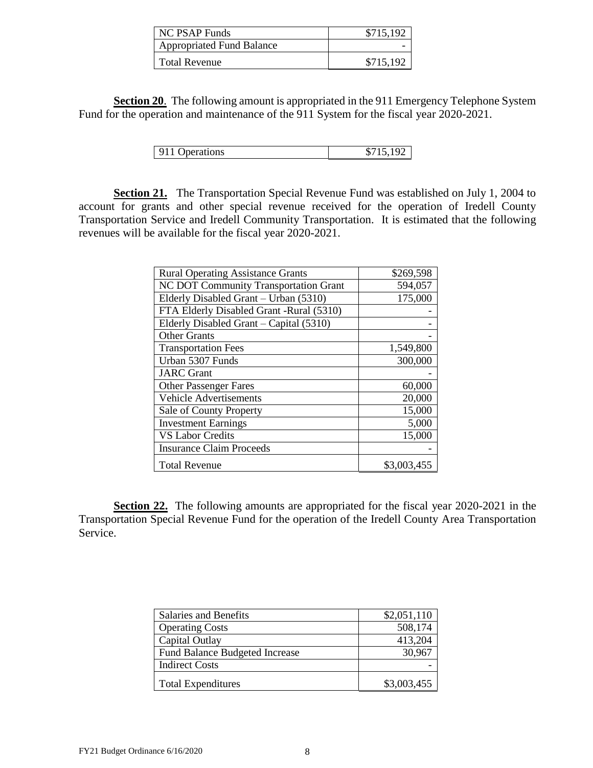| NC PSAP Funds | $715,192 |
|---|---|
| Appropriated Fund Balance | - |
| Total Revenue | $715,192 |

**Section 20**. The following amount is appropriated in the 911 Emergency Telephone System Fund for the operation and maintenance of the 911 System for the fiscal year 2020-2021.

| 911 Operations | $715,192 |
|---|---|

**Section 21.** The Transportation Special Revenue Fund was established on July 1, 2004 to account for grants and other special revenue received for the operation of Iredell County Transportation Service and Iredell Community Transportation. It is estimated that the following revenues will be available for the fiscal year 2020-2021.

| Rural Operating Assistance Grants | $269,598 |
|---|---|
| NC DOT Community Transportation Grant | 594,057 |
| Elderly Disabled Grant – Urban (5310) | 175,000 |
| FTA Elderly Disabled Grant -Rural (5310) | - |
| Elderly Disabled Grant – Capital (5310) | - |
| Other Grants | - |
| Transportation Fees | 1,549,800 |
| Urban 5307 Funds | 300,000 |
| JARC Grant | - |
| Other Passenger Fares | 60,000 |
| Vehicle Advertisements | 20,000 |
| Sale of County Property | 15,000 |
| Investment Earnings | 5,000 |
| VS Labor Credits | 15,000 |
| Insurance Claim Proceeds | - |
| Total Revenue | $3,003,455 |

**Section 22.** The following amounts are appropriated for the fiscal year 2020-2021 in the Transportation Special Revenue Fund for the operation of the Iredell County Area Transportation Service.

| Salaries and Benefits | $2,051,110 |
|---|---|
| Operating Costs | 508,174 |
| Capital Outlay | 413,204 |
| Fund Balance Budgeted Increase | 30,967 |
| Indirect Costs | - |
| Total Expenditures | $3,003,455 |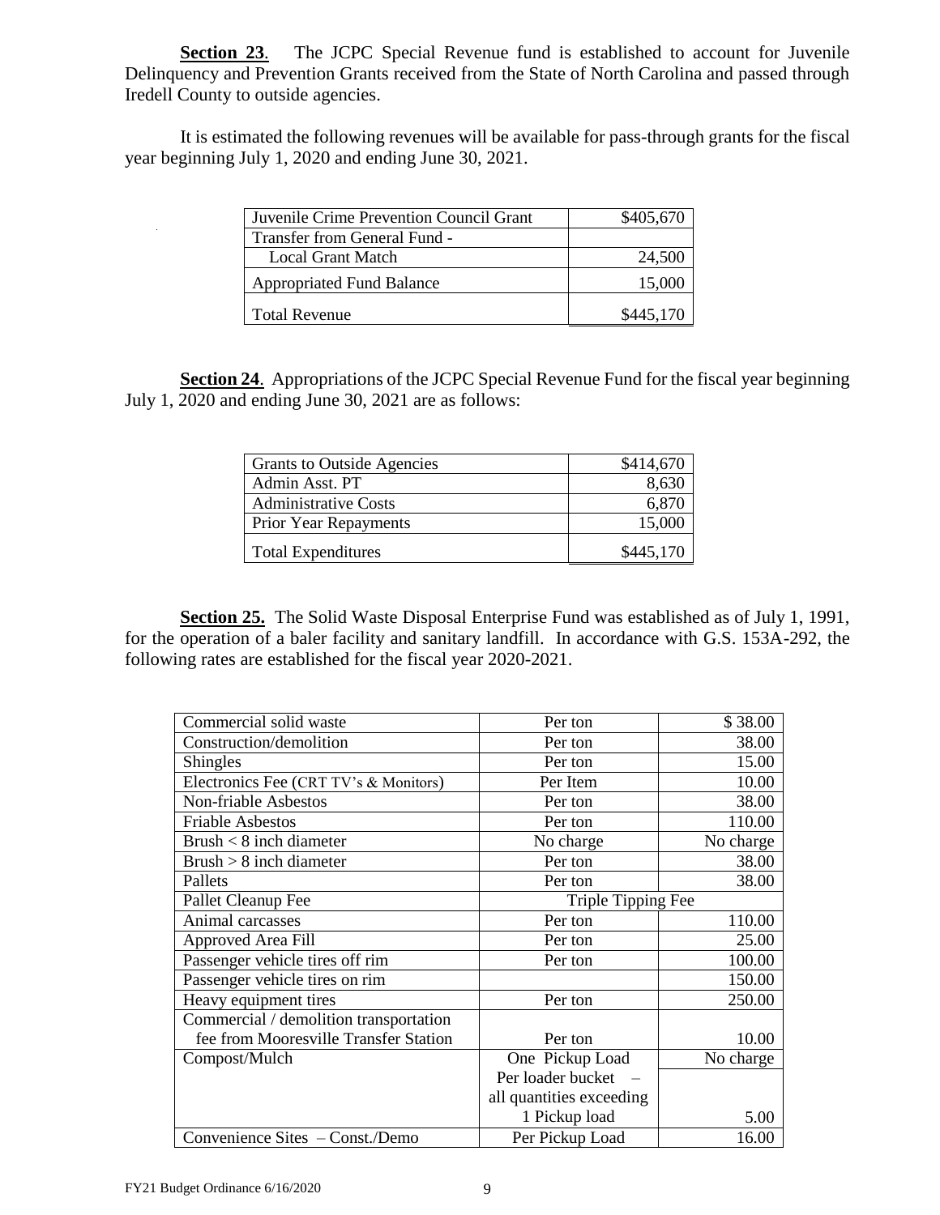**Section 23**. The JCPC Special Revenue fund is established to account for Juvenile Delinquency and Prevention Grants received from the State of North Carolina and passed through Iredell County to outside agencies.

It is estimated the following revenues will be available for pass-through grants for the fiscal year beginning July 1, 2020 and ending June 30, 2021.

| | |
|---|---|
| Juvenile Crime Prevention Council Grant | $405,670 |
| Transfer from General Fund - Local Grant Match | 24,500 |
| Appropriated Fund Balance | 15,000 |
| Total Revenue | $445,170 |

**Section 24**. Appropriations of the JCPC Special Revenue Fund for the fiscal year beginning July 1, 2020 and ending June 30, 2021 are as follows:

| | |
|---|---|
| Grants to Outside Agencies | $414,670 |
| Admin Asst. PT | 8,630 |
| Administrative Costs | 6,870 |
| Prior Year Repayments | 15,000 |
| Total Expenditures | $445,170 |

**Section 25.** The Solid Waste Disposal Enterprise Fund was established as of July 1, 1991, for the operation of a baler facility and sanitary landfill. In accordance with G.S. 153A-292, the following rates are established for the fiscal year 2020-2021.

| | | |
|---|---|---|
| Commercial solid waste | Per ton | $ 38.00 |
| Construction/demolition | Per ton | 38.00 |
| Shingles | Per ton | 15.00 |
| Electronics Fee (CRT TV's & Monitors) | Per Item | 10.00 |
| Non-friable Asbestos | Per ton | 38.00 |
| Friable Asbestos | Per ton | 110.00 |
| Brush < 8 inch diameter | No charge | No charge |
| Brush > 8 inch diameter | Per ton | 38.00 |
| Pallets | Per ton | 38.00 |
| Pallet Cleanup Fee | Triple Tipping Fee | |
| Animal carcasses | Per ton | 110.00 |
| Approved Area Fill | Per ton | 25.00 |
| Passenger vehicle tires off rim | Per ton | 100.00 |
| Passenger vehicle tires on rim | | 150.00 |
| Heavy equipment tires | Per ton | 250.00 |
| Commercial / demolition transportation fee from Mooresville Transfer Station | Per ton | 10.00 |
| Compost/Mulch | One Pickup Load | No charge |
| | Per loader bucket – all quantities exceeding 1 Pickup load | 5.00 |
| Convenience Sites – Const./Demo | Per Pickup Load | 16.00 |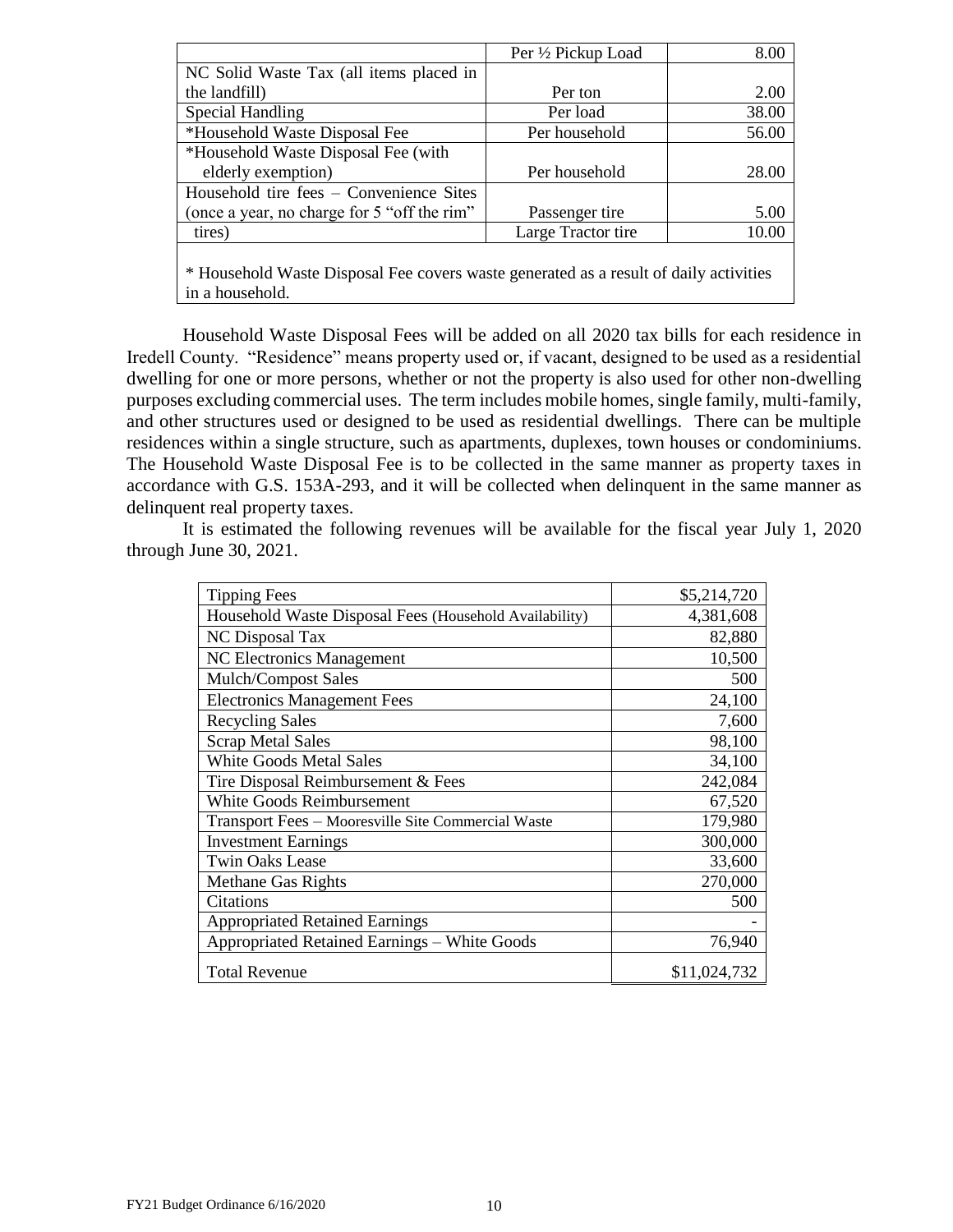| | | |
|---|---|---|
| | Per ½ Pickup Load | 8.00 |
| NC Solid Waste Tax (all items placed in the landfill) | Per ton | 2.00 |
| Special Handling | Per load | 38.00 |
| *Household Waste Disposal Fee | Per household | 56.00 |
| *Household Waste Disposal Fee (with elderly exemption) | Per household | 28.00 |
| Household tire fees – Convenience Sites (once a year, no charge for 5 "off the rim" tires) | Passenger tire | 5.00 |
| | Large Tractor tire | 10.00 |

* Household Waste Disposal Fee covers waste generated as a result of daily activities in a household.

Household Waste Disposal Fees will be added on all 2020 tax bills for each residence in Iredell County. "Residence" means property used or, if vacant, designed to be used as a residential dwelling for one or more persons, whether or not the property is also used for other non-dwelling purposes excluding commercial uses. The term includes mobile homes, single family, multi-family, and other structures used or designed to be used as residential dwellings. There can be multiple residences within a single structure, such as apartments, duplexes, town houses or condominiums. The Household Waste Disposal Fee is to be collected in the same manner as property taxes in accordance with G.S. 153A-293, and it will be collected when delinquent in the same manner as delinquent real property taxes.

It is estimated the following revenues will be available for the fiscal year July 1, 2020 through June 30, 2021.

| | |
|---|---:|
| Tipping Fees | $5,214,720 |
| Household Waste Disposal Fees (Household Availability) | 4,381,608 |
| NC Disposal Tax | 82,880 |
| NC Electronics Management | 10,500 |
| Mulch/Compost Sales | 500 |
| Electronics Management Fees | 24,100 |
| Recycling Sales | 7,600 |
| Scrap Metal Sales | 98,100 |
| White Goods Metal Sales | 34,100 |
| Tire Disposal Reimbursement & Fees | 242,084 |
| White Goods Reimbursement | 67,520 |
| Transport Fees – Mooresville Site Commercial Waste | 179,980 |
| Investment Earnings | 300,000 |
| Twin Oaks Lease | 33,600 |
| Methane Gas Rights | 270,000 |
| Citations | 500 |
| Appropriated Retained Earnings | - |
| Appropriated Retained Earnings – White Goods | 76,940 |
| Total Revenue | $11,024,732 |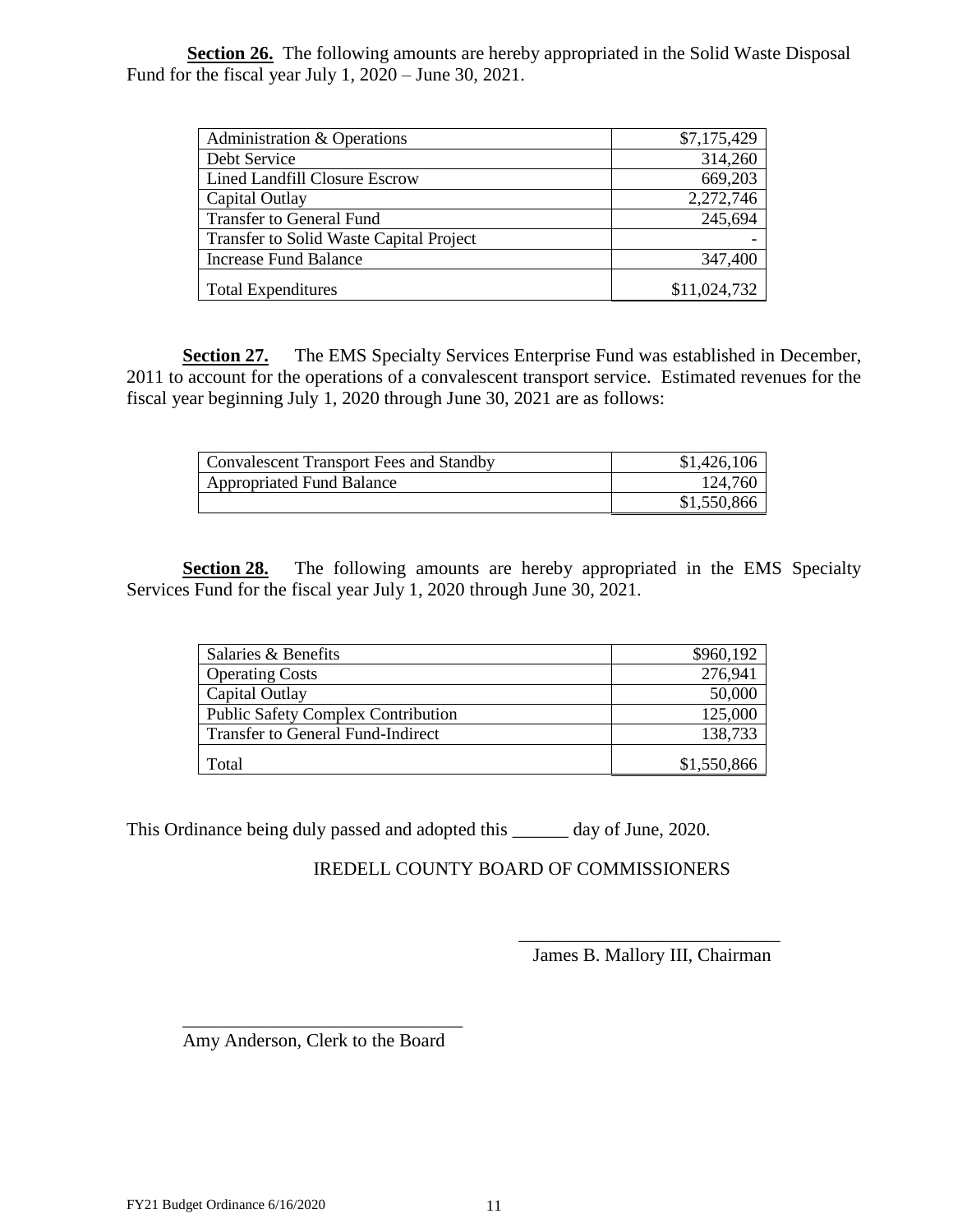**Section 26.** The following amounts are hereby appropriated in the Solid Waste Disposal Fund for the fiscal year July 1, 2020 – June 30, 2021.

| | |
|---|---|
| Administration & Operations | $7,175,429 |
| Debt Service | 314,260 |
| Lined Landfill Closure Escrow | 669,203 |
| Capital Outlay | 2,272,746 |
| Transfer to General Fund | 245,694 |
| Transfer to Solid Waste Capital Project | - |
| Increase Fund Balance | 347,400 |
| Total Expenditures | $11,024,732 |

**Section 27.** The EMS Specialty Services Enterprise Fund was established in December, 2011 to account for the operations of a convalescent transport service. Estimated revenues for the fiscal year beginning July 1, 2020 through June 30, 2021 are as follows:

| | |
|---|---|
| Convalescent Transport Fees and Standby | $1,426,106 |
| Appropriated Fund Balance | 124,760 |
| | $1,550,866 |

**Section 28.** The following amounts are hereby appropriated in the EMS Specialty Services Fund for the fiscal year July 1, 2020 through June 30, 2021.

| | |
|---|---|
| Salaries & Benefits | $960,192 |
| Operating Costs | 276,941 |
| Capital Outlay | 50,000 |
| Public Safety Complex Contribution | 125,000 |
| Transfer to General Fund-Indirect | 138,733 |
| Total | $1,550,866 |

This Ordinance being duly passed and adopted this ______ day of June, 2020.

IREDELL COUNTY BOARD OF COMMISSIONERS

____________________________

James B. Mallory III, Chairman

____________________________

Amy Anderson, Clerk to the Board

FY21 Budget Ordinance 6/16/2020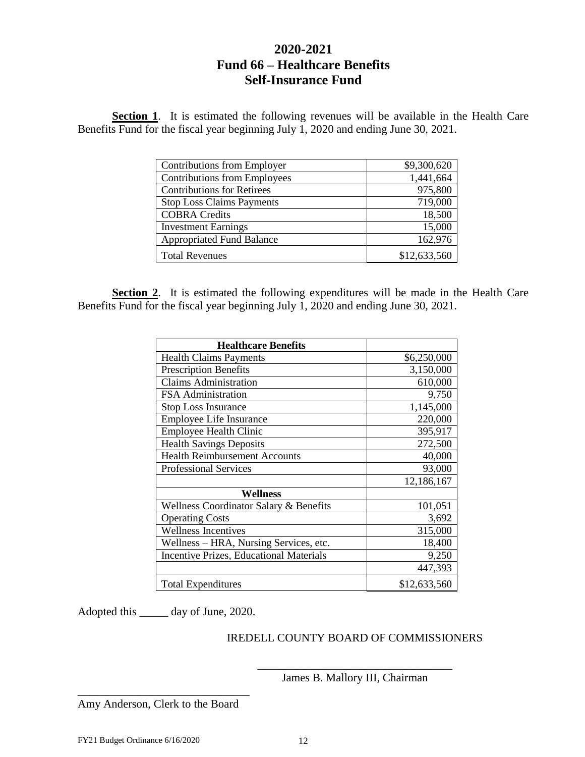# 2020-2021
# Fund 66 – Healthcare Benefits
# Self-Insurance Fund

**Section 1**. It is estimated the following revenues will be available in the Health Care Benefits Fund for the fiscal year beginning July 1, 2020 and ending June 30, 2021.

| | |
|---|---:|
| Contributions from Employer | $9,300,620 |
| Contributions from Employees | 1,441,664 |
| Contributions for Retirees | 975,800 |
| Stop Loss Claims Payments | 719,000 |
| COBRA Credits | 18,500 |
| Investment Earnings | 15,000 |
| Appropriated Fund Balance | 162,976 |
| Total Revenues | $12,633,560 |

**Section 2**. It is estimated the following expenditures will be made in the Health Care Benefits Fund for the fiscal year beginning July 1, 2020 and ending June 30, 2021.

| **Healthcare Benefits** | |
|---|---:|
| Health Claims Payments | $6,250,000 |
| Prescription Benefits | 3,150,000 |
| Claims Administration | 610,000 |
| FSA Administration | 9,750 |
| Stop Loss Insurance | 1,145,000 |
| Employee Life Insurance | 220,000 |
| Employee Health Clinic | 395,917 |
| Health Savings Deposits | 272,500 |
| Health Reimbursement Accounts | 40,000 |
| Professional Services | 93,000 |
| | 12,186,167 |
| **Wellness** | |
| Wellness Coordinator Salary & Benefits | 101,051 |
| Operating Costs | 3,692 |
| Wellness Incentives | 315,000 |
| Wellness – HRA, Nursing Services, etc. | 18,400 |
| Incentive Prizes, Educational Materials | 9,250 |
| | 447,393 |
| Total Expenditures | $12,633,560 |

Adopted this _____ day of June, 2020.

IREDELL COUNTY BOARD OF COMMISSIONERS

___________________________________
James B. Mallory III, Chairman

______________________________
Amy Anderson, Clerk to the Board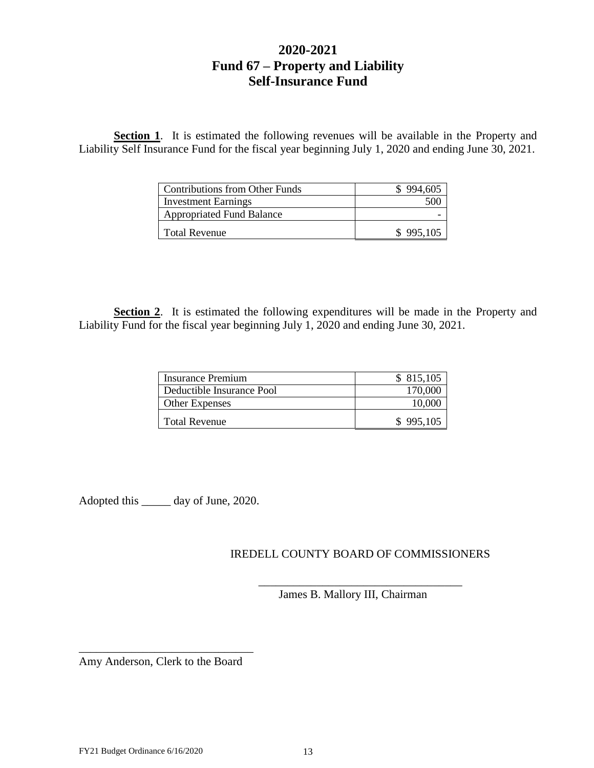# 2020-2021
# Fund 67 – Property and Liability
# Self-Insurance Fund

**Section 1**. It is estimated the following revenues will be available in the Property and Liability Self Insurance Fund for the fiscal year beginning July 1, 2020 and ending June 30, 2021.

| | |
|---|---|
| Contributions from Other Funds | $ 994,605 |
| Investment Earnings | 500 |
| Appropriated Fund Balance | - |
| Total Revenue | $ 995,105 |

**Section 2**. It is estimated the following expenditures will be made in the Property and Liability Fund for the fiscal year beginning July 1, 2020 and ending June 30, 2021.

| | |
|---|---|
| Insurance Premium | $ 815,105 |
| Deductible Insurance Pool | 170,000 |
| Other Expenses | 10,000 |
| Total Revenue | $ 995,105 |

Adopted this _____ day of June, 2020.

IREDELL COUNTY BOARD OF COMMISSIONERS

___________________________________
James B. Mallory III, Chairman

______________________________
Amy Anderson, Clerk to the Board

FY21 Budget Ordinance 6/16/2020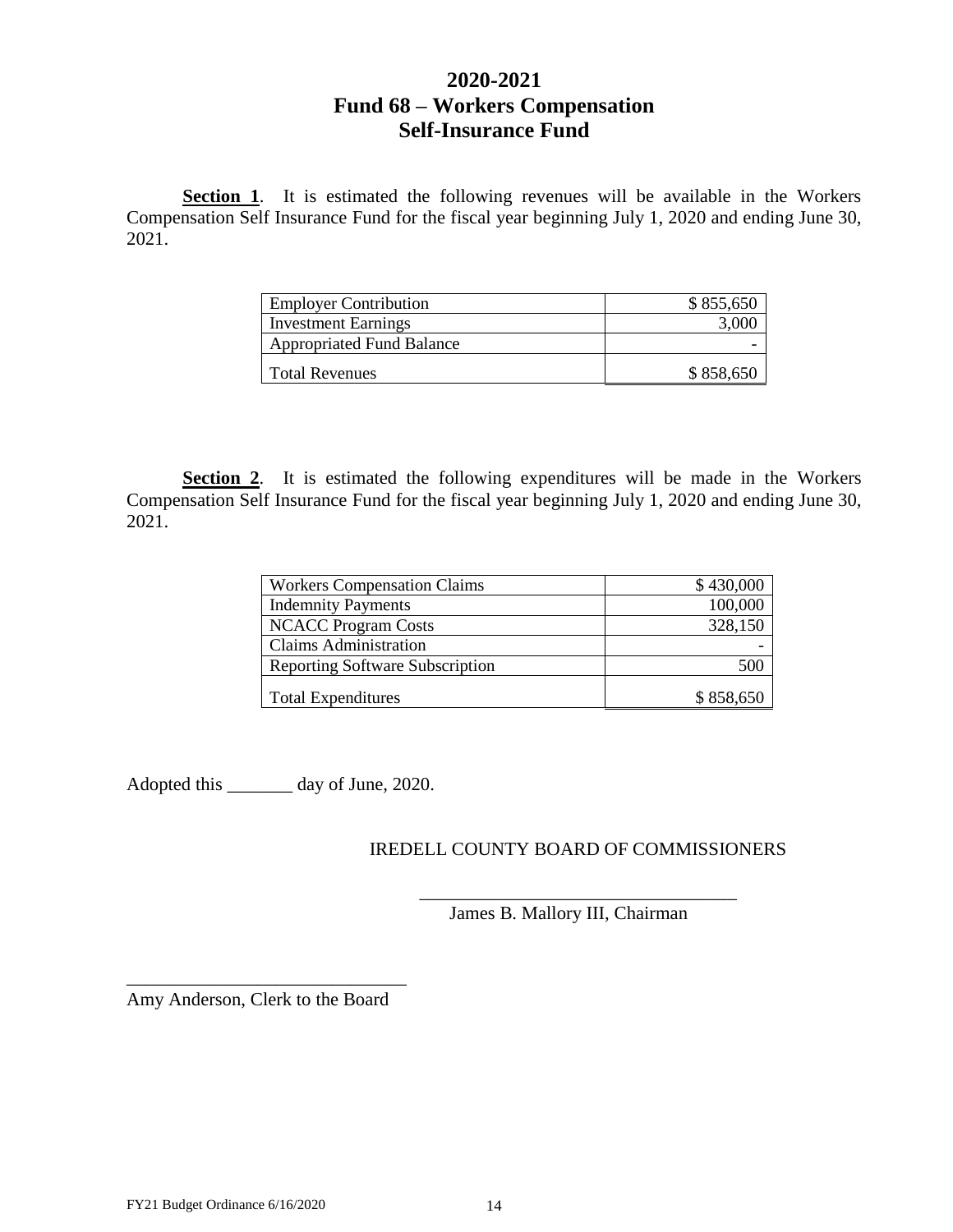# 2020-2021
# Fund 68 – Workers Compensation
# Self-Insurance Fund

**Section 1**. It is estimated the following revenues will be available in the Workers Compensation Self Insurance Fund for the fiscal year beginning July 1, 2020 and ending June 30, 2021.

| | |
|---|---|
| Employer Contribution | $ 855,650 |
| Investment Earnings | 3,000 |
| Appropriated Fund Balance | - |
| Total Revenues | $ 858,650 |

**Section 2**. It is estimated the following expenditures will be made in the Workers Compensation Self Insurance Fund for the fiscal year beginning July 1, 2020 and ending June 30, 2021.

| | |
|---|---|
| Workers Compensation Claims | $ 430,000 |
| Indemnity Payments | 100,000 |
| NCACC Program Costs | 328,150 |
| Claims Administration | - |
| Reporting Software Subscription | 500 |
| Total Expenditures | $ 858,650 |

Adopted this _______ day of June, 2020.

IREDELL COUNTY BOARD OF COMMISSIONERS

_________________________________
James B. Mallory III, Chairman

_____________________________
Amy Anderson, Clerk to the Board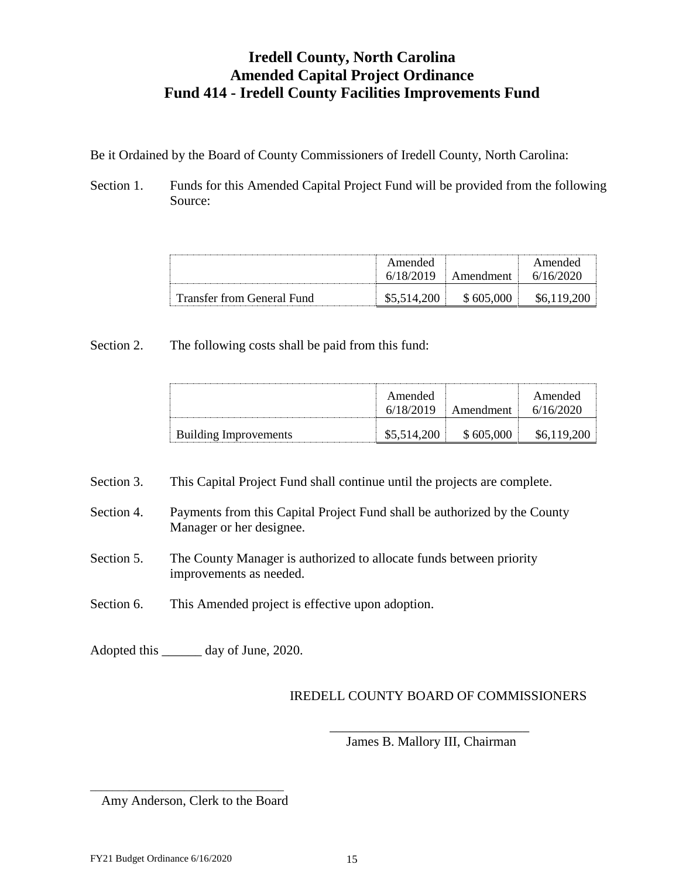# Iredell County, North Carolina
# Amended Capital Project Ordinance
# Fund 414 - Iredell County Facilities Improvements Fund

Be it Ordained by the Board of County Commissioners of Iredell County, North Carolina:

Section 1. Funds for this Amended Capital Project Fund will be provided from the following Source:

| | Amended 6/18/2019 | Amendment | Amended 6/16/2020 |
|---|---|---|---|
| Transfer from General Fund | $5,514,200 | $ 605,000 | $6,119,200 |

Section 2. The following costs shall be paid from this fund:

| | Amended 6/18/2019 | Amendment | Amended 6/16/2020 |
|---|---|---|---|
| Building Improvements | $5,514,200 | $ 605,000 | $6,119,200 |

Section 3. This Capital Project Fund shall continue until the projects are complete.

Section 4. Payments from this Capital Project Fund shall be authorized by the County Manager or her designee.

Section 5. The County Manager is authorized to allocate funds between priority improvements as needed.

Section 6. This Amended project is effective upon adoption.

Adopted this ______ day of June, 2020.

IREDELL COUNTY BOARD OF COMMISSIONERS

______________________________
James B. Mallory III, Chairman

______________________________
Amy Anderson, Clerk to the Board

FY21 Budget Ordinance 6/16/2020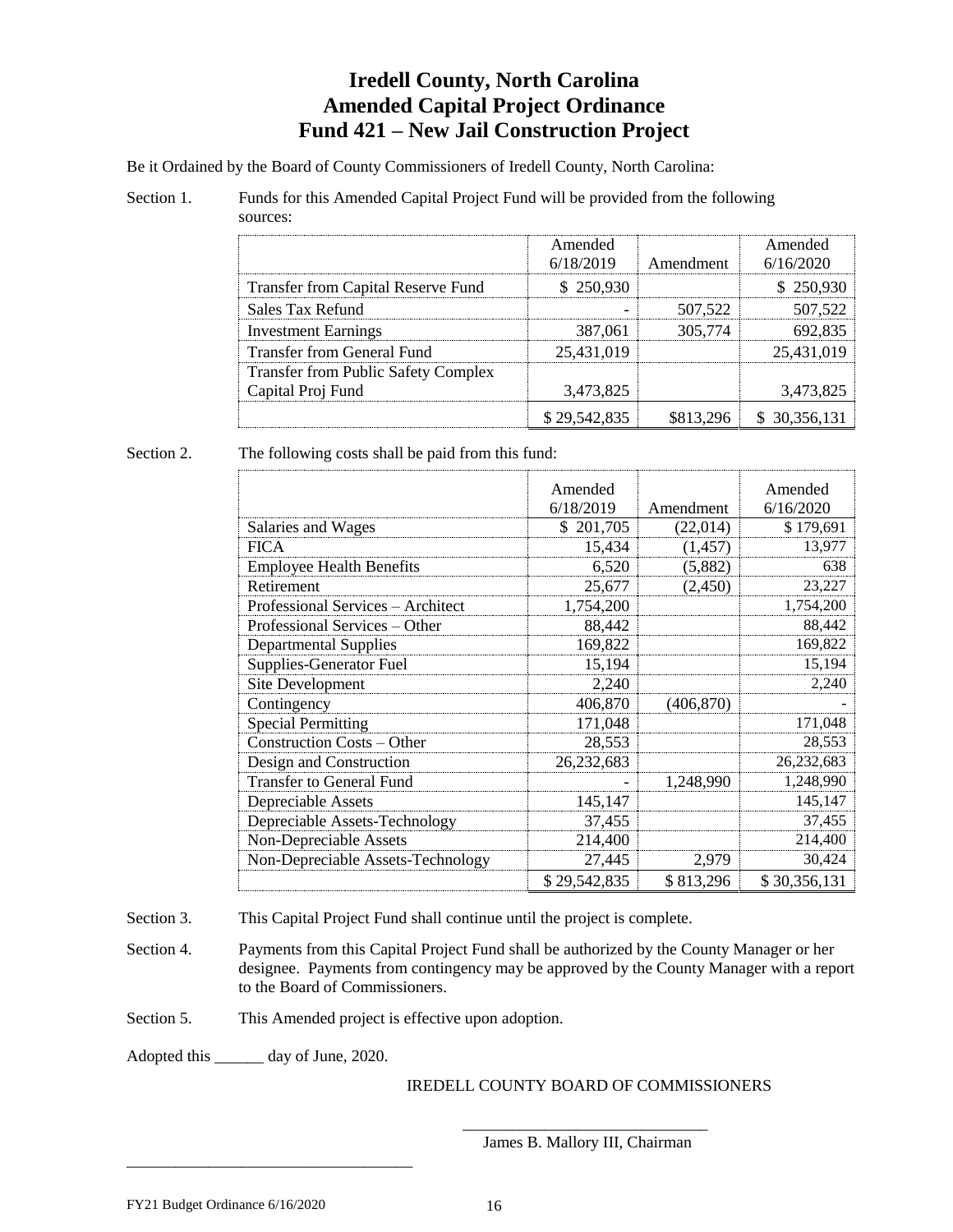# Iredell County, North Carolina
# Amended Capital Project Ordinance
# Fund 421 – New Jail Construction Project

Be it Ordained by the Board of County Commissioners of Iredell County, North Carolina:

Section 1. Funds for this Amended Capital Project Fund will be provided from the following sources:

| | Amended 6/18/2019 | Amendment | Amended 6/16/2020 |
|---|---|---|---|
| Transfer from Capital Reserve Fund | $ 250,930 | | $ 250,930 |
| Sales Tax Refund | - | 507,522 | 507,522 |
| Investment Earnings | 387,061 | 305,774 | 692,835 |
| Transfer from General Fund | 25,431,019 | | 25,431,019 |
| Transfer from Public Safety Complex Capital Proj Fund | 3,473,825 | | 3,473,825 |
| | $ 29,542,835 | $813,296 | $ 30,356,131 |

Section 2. The following costs shall be paid from this fund:

| | Amended 6/18/2019 | Amendment | Amended 6/16/2020 |
|---|---|---|---|
| Salaries and Wages | $ 201,705 | (22,014) | $ 179,691 |
| FICA | 15,434 | (1,457) | 13,977 |
| Employee Health Benefits | 6,520 | (5,882) | 638 |
| Retirement | 25,677 | (2,450) | 23,227 |
| Professional Services – Architect | 1,754,200 | | 1,754,200 |
| Professional Services – Other | 88,442 | | 88,442 |
| Departmental Supplies | 169,822 | | 169,822 |
| Supplies-Generator Fuel | 15,194 | | 15,194 |
| Site Development | 2,240 | | 2,240 |
| Contingency | 406,870 | (406,870) | - |
| Special Permitting | 171,048 | | 171,048 |
| Construction Costs – Other | 28,553 | | 28,553 |
| Design and Construction | 26,232,683 | | 26,232,683 |
| Transfer to General Fund | - | 1,248,990 | 1,248,990 |
| Depreciable Assets | 145,147 | | 145,147 |
| Depreciable Assets-Technology | 37,455 | | 37,455 |
| Non-Depreciable Assets | 214,400 | | 214,400 |
| Non-Depreciable Assets-Technology | 27,445 | 2,979 | 30,424 |
| | $ 29,542,835 | $ 813,296 | $ 30,356,131 |

Section 3. This Capital Project Fund shall continue until the project is complete.

Section 4. Payments from this Capital Project Fund shall be authorized by the County Manager or her designee. Payments from contingency may be approved by the County Manager with a report to the Board of Commissioners.

Section 5. This Amended project is effective upon adoption.

Adopted this ______ day of June, 2020.

IREDELL COUNTY BOARD OF COMMISSIONERS

_______________________________
James B. Mallory III, Chairman

_____________________________________

FY21 Budget Ordinance 6/16/2020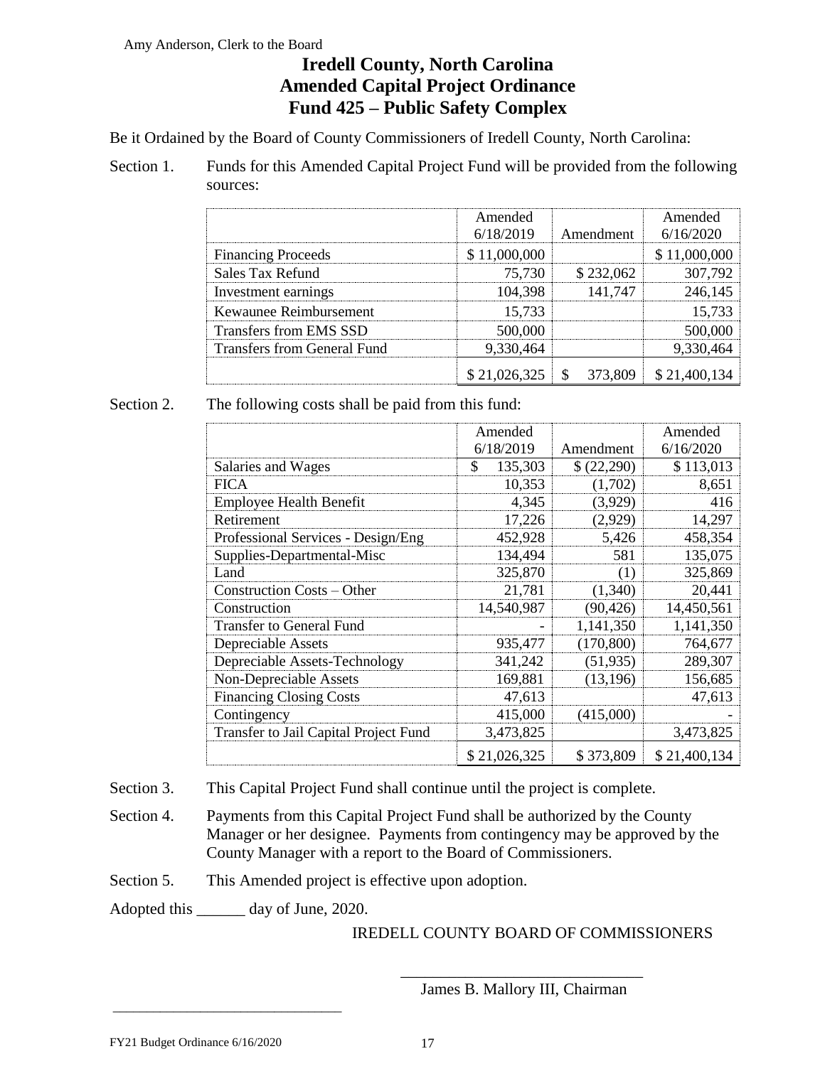Amy Anderson, Clerk to the Board

# Iredell County, North Carolina
# Amended Capital Project Ordinance
# Fund 425 – Public Safety Complex

Be it Ordained by the Board of County Commissioners of Iredell County, North Carolina:

Section 1. Funds for this Amended Capital Project Fund will be provided from the following sources:

| | Amended 6/18/2019 | Amendment | Amended 6/16/2020 |
|---|---|---|---|
| Financing Proceeds | $ 11,000,000 | | $ 11,000,000 |
| Sales Tax Refund | 75,730 | $ 232,062 | 307,792 |
| Investment earnings | 104,398 | 141,747 | 246,145 |
| Kewaunee Reimbursement | 15,733 | | 15,733 |
| Transfers from EMS SSD | 500,000 | | 500,000 |
| Transfers from General Fund | 9,330,464 | | 9,330,464 |
| | $ 21,026,325 | $ 373,809 | $ 21,400,134 |

Section 2. The following costs shall be paid from this fund:

| | Amended 6/18/2019 | Amendment | Amended 6/16/2020 |
|---|---|---|---|
| Salaries and Wages | $ 135,303 | $ (22,290) | $ 113,013 |
| FICA | 10,353 | (1,702) | 8,651 |
| Employee Health Benefit | 4,345 | (3,929) | 416 |
| Retirement | 17,226 | (2,929) | 14,297 |
| Professional Services - Design/Eng | 452,928 | 5,426 | 458,354 |
| Supplies-Departmental-Misc | 134,494 | 581 | 135,075 |
| Land | 325,870 | (1) | 325,869 |
| Construction Costs – Other | 21,781 | (1,340) | 20,441 |
| Construction | 14,540,987 | (90,426) | 14,450,561 |
| Transfer to General Fund | - | 1,141,350 | 1,141,350 |
| Depreciable Assets | 935,477 | (170,800) | 764,677 |
| Depreciable Assets-Technology | 341,242 | (51,935) | 289,307 |
| Non-Depreciable Assets | 169,881 | (13,196) | 156,685 |
| Financing Closing Costs | 47,613 | | 47,613 |
| Contingency | 415,000 | (415,000) | - |
| Transfer to Jail Capital Project Fund | 3,473,825 | | 3,473,825 |
| | $ 21,026,325 | $ 373,809 | $ 21,400,134 |

Section 3. This Capital Project Fund shall continue until the project is complete.

Section 4. Payments from this Capital Project Fund shall be authorized by the County Manager or her designee. Payments from contingency may be approved by the County Manager with a report to the Board of Commissioners.

Section 5. This Amended project is effective upon adoption.

Adopted this ______ day of June, 2020.

IREDELL COUNTY BOARD OF COMMISSIONERS

_______________________________
James B. Mallory III, Chairman

_______________________________

FY21 Budget Ordinance 6/16/2020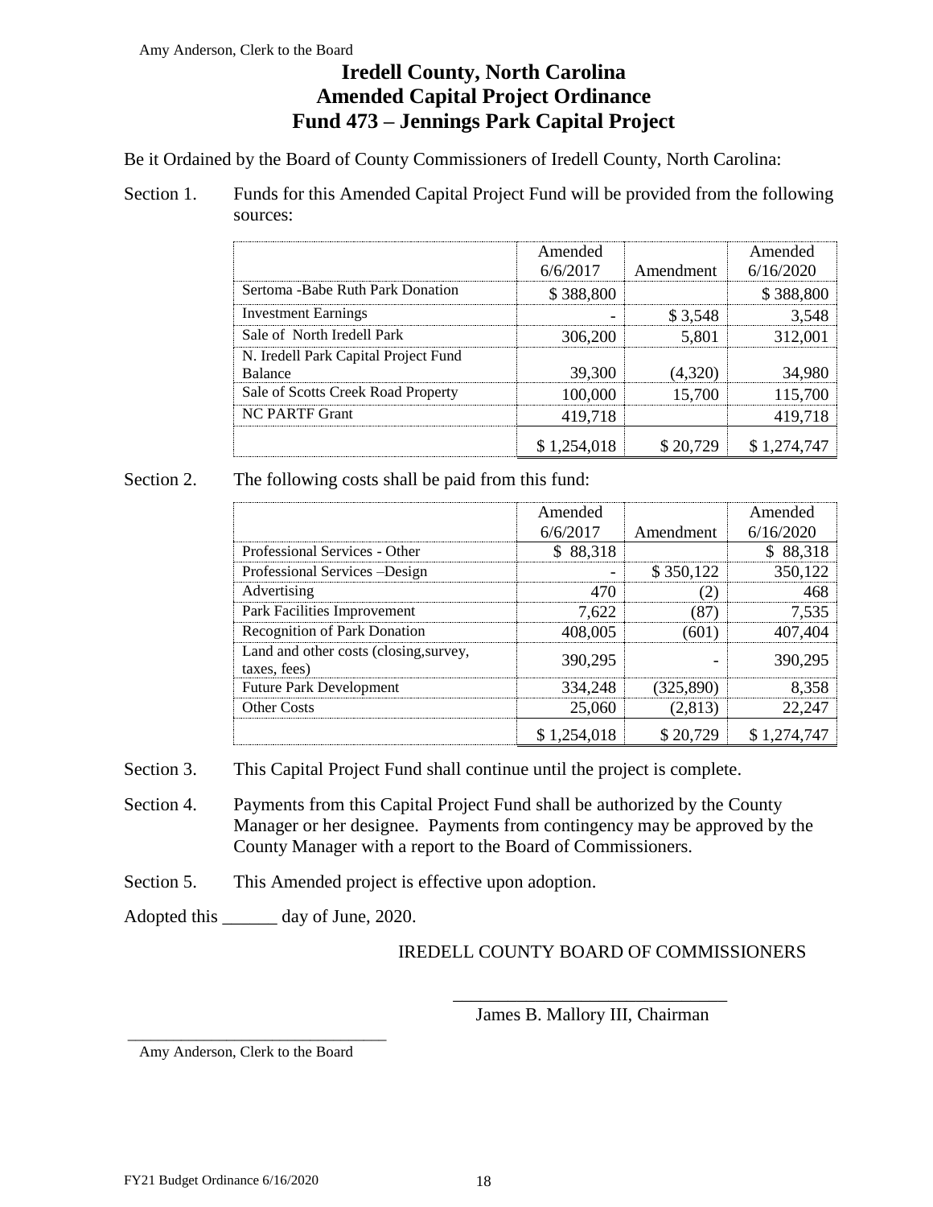Amy Anderson, Clerk to the Board

# Iredell County, North Carolina
# Amended Capital Project Ordinance
# Fund 473 – Jennings Park Capital Project

Be it Ordained by the Board of County Commissioners of Iredell County, North Carolina:

Section 1. Funds for this Amended Capital Project Fund will be provided from the following sources:

| | Amended 6/6/2017 | Amendment | Amended 6/16/2020 |
|---|---|---|---|
| Sertoma -Babe Ruth Park Donation | $ 388,800 | | $ 388,800 |
| Investment Earnings | - | $ 3,548 | 3,548 |
| Sale of North Iredell Park | 306,200 | 5,801 | 312,001 |
| N. Iredell Park Capital Project Fund Balance | 39,300 | (4,320) | 34,980 |
| Sale of Scotts Creek Road Property | 100,000 | 15,700 | 115,700 |
| NC PARTF Grant | 419,718 | | 419,718 |
| | $ 1,254,018 | $ 20,729 | $ 1,274,747 |

Section 2. The following costs shall be paid from this fund:

| | Amended 6/6/2017 | Amendment | Amended 6/16/2020 |
|---|---|---|---|
| Professional Services - Other | $ 88,318 | | $ 88,318 |
| Professional Services –Design | - | $ 350,122 | 350,122 |
| Advertising | 470 | (2) | 468 |
| Park Facilities Improvement | 7,622 | (87) | 7,535 |
| Recognition of Park Donation | 408,005 | (601) | 407,404 |
| Land and other costs (closing,survey, taxes, fees) | 390,295 | - | 390,295 |
| Future Park Development | 334,248 | (325,890) | 8,358 |
| Other Costs | 25,060 | (2,813) | 22,247 |
| | $ 1,254,018 | $ 20,729 | $ 1,274,747 |

Section 3. This Capital Project Fund shall continue until the project is complete.

Section 4. Payments from this Capital Project Fund shall be authorized by the County Manager or her designee. Payments from contingency may be approved by the County Manager with a report to the Board of Commissioners.

Section 5. This Amended project is effective upon adoption.

Adopted this ______ day of June, 2020.

IREDELL COUNTY BOARD OF COMMISSIONERS

______________________________
James B. Mallory III, Chairman

______________________________
Amy Anderson, Clerk to the Board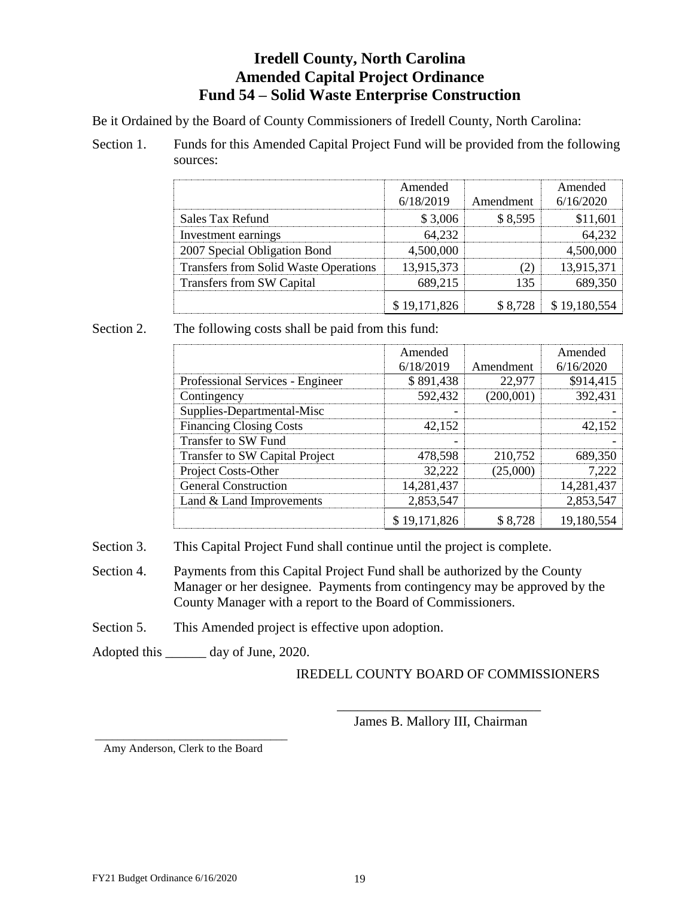# Iredell County, North Carolina
## Amended Capital Project Ordinance
## Fund 54 – Solid Waste Enterprise Construction

Be it Ordained by the Board of County Commissioners of Iredell County, North Carolina:

Section 1. Funds for this Amended Capital Project Fund will be provided from the following sources:

| | Amended 6/18/2019 | Amendment | Amended 6/16/2020 |
|---|---|---|---|
| Sales Tax Refund | $ 3,006 | $ 8,595 | $11,601 |
| Investment earnings | 64,232 | | 64,232 |
| 2007 Special Obligation Bond | 4,500,000 | | 4,500,000 |
| Transfers from Solid Waste Operations | 13,915,373 | (2) | 13,915,371 |
| Transfers from SW Capital | 689,215 | 135 | 689,350 |
| | $ 19,171,826 | $ 8,728 | $ 19,180,554 |

Section 2. The following costs shall be paid from this fund:

| | Amended 6/18/2019 | Amendment | Amended 6/16/2020 |
|---|---|---|---|
| Professional Services - Engineer | $ 891,438 | 22,977 | $914,415 |
| Contingency | 592,432 | (200,001) | 392,431 |
| Supplies-Departmental-Misc | - | | - |
| Financing Closing Costs | 42,152 | | 42,152 |
| Transfer to SW Fund | - | | - |
| Transfer to SW Capital Project | 478,598 | 210,752 | 689,350 |
| Project Costs-Other | 32,222 | (25,000) | 7,222 |
| General Construction | 14,281,437 | | 14,281,437 |
| Land & Land Improvements | 2,853,547 | | 2,853,547 |
| | $ 19,171,826 | $ 8,728 | 19,180,554 |

Section 3. This Capital Project Fund shall continue until the project is complete.

Section 4. Payments from this Capital Project Fund shall be authorized by the County Manager or her designee. Payments from contingency may be approved by the County Manager with a report to the Board of Commissioners.

Section 5. This Amended project is effective upon adoption.

Adopted this ______ day of June, 2020.

IREDELL COUNTY BOARD OF COMMISSIONERS

______________________________
James B. Mallory III, Chairman

______________________________
Amy Anderson, Clerk to the Board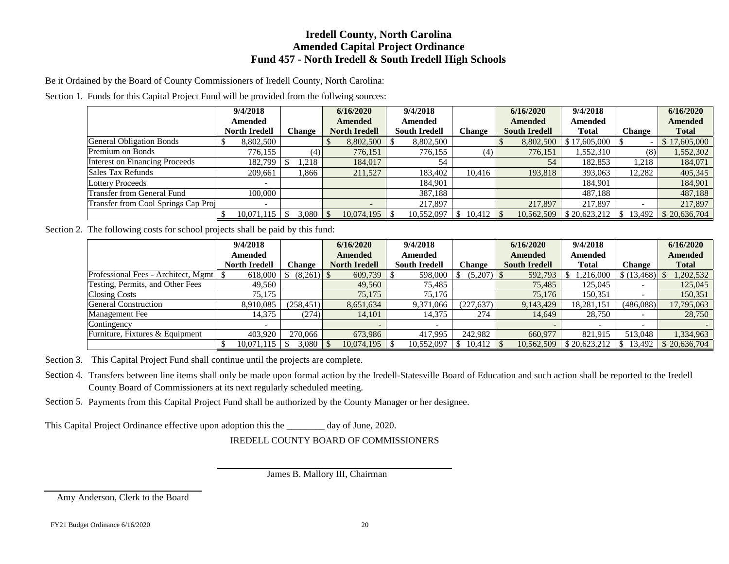# Iredell County, North Carolina
## Amended Capital Project Ordinance
## Fund 457 - North Iredell & South Iredell High Schools

Be it Ordained by the Board of County Commissioners of Iredell County, North Carolina:

Section 1. Funds for this Capital Project Fund will be provided from the follwing sources:

| | 9/4/2018 Amended North Iredell | Change | 6/16/2020 Amended North Iredell | 9/4/2018 Amended South Iredell | Change | 6/16/2020 Amended South Iredell | 9/4/2018 Amended Total | Change | 6/16/2020 Amended Total |
|---|---|---|---|---|---|---|---|---|---|
| General Obligation Bonds | $ 8,802,500 | | $ 8,802,500 | $ 8,802,500 | | $ 8,802,500 | $ 17,605,000 | $ - | $ 17,605,000 |
| Premium on Bonds | 776,155 | (4) | 776,151 | 776,155 | (4) | 776,151 | 1,552,310 | (8) | 1,552,302 |
| Interest on Financing Proceeds | 182,799 | $ 1,218 | 184,017 | 54 | | 54 | 182,853 | 1,218 | 184,071 |
| Sales Tax Refunds | 209,661 | 1,866 | 211,527 | 183,402 | 10,416 | 193,818 | 393,063 | 12,282 | 405,345 |
| Lottery Proceeds | - | | | 184,901 | | | 184,901 | | 184,901 |
| Transfer from General Fund | 100,000 | | | 387,188 | | | 487,188 | | 487,188 |
| Transfer from Cool Springs Cap Proj | - | | - | 217,897 | | 217,897 | 217,897 | - | 217,897 |
| | $ 10,071,115 | $ 3,080 | $ 10,074,195 | $ 10,552,097 | $ 10,412 | $ 10,562,509 | $ 20,623,212 | $ 13,492 | $ 20,636,704 |

Section 2. The following costs for school projects shall be paid by this fund:

| | 9/4/2018 Amended North Iredell | Change | 6/16/2020 Amended North Iredell | 9/4/2018 Amended South Iredell | Change | 6/16/2020 Amended South Iredell | 9/4/2018 Amended Total | Change | 6/16/2020 Amended Total |
|---|---|---|---|---|---|---|---|---|---|
| Professional Fees - Architect, Mgmt | $ 618,000 | $ (8,261) | $ 609,739 | $ 598,000 | $ (5,207) | $ 592,793 | $ 1,216,000 | $ (13,468) | $ 1,202,532 |
| Testing, Permits, and Other Fees | 49,560 | | 49,560 | 75,485 | | 75,485 | 125,045 | - | 125,045 |
| Closing Costs | 75,175 | | 75,175 | 75,176 | | 75,176 | 150,351 | - | 150,351 |
| General Construction | 8,910,085 | (258,451) | 8,651,634 | 9,371,066 | (227,637) | 9,143,429 | 18,281,151 | (486,088) | 17,795,063 |
| Management Fee | 14,375 | (274) | 14,101 | 14,375 | 274 | 14,649 | 28,750 | - | 28,750 |
| Contingency | - | | - | - | | - | - | - | - |
| Furniture, Fixtures & Equipment | 403,920 | 270,066 | 673,986 | 417,995 | 242,982 | 660,977 | 821,915 | 513,048 | 1,334,963 |
| | $ 10,071,115 | $ 3,080 | $ 10,074,195 | $ 10,552,097 | $ 10,412 | $ 10,562,509 | $ 20,623,212 | $ 13,492 | $ 20,636,704 |

Section 3. This Capital Project Fund shall continue until the projects are complete.

Section 4. Transfers between line items shall only be made upon formal action by the Iredell-Statesville Board of Education and such action shall be reported to the Iredell County Board of Commissioners at its next regularly scheduled meeting.

Section 5. Payments from this Capital Project Fund shall be authorized by the County Manager or her designee.

This Capital Project Ordinance effective upon adoption this the ________ day of June, 2020.

IREDELL COUNTY BOARD OF COMMISSIONERS

James B. Mallory III, Chairman

Amy Anderson, Clerk to the Board

FY21 Budget Ordinance 6/16/2020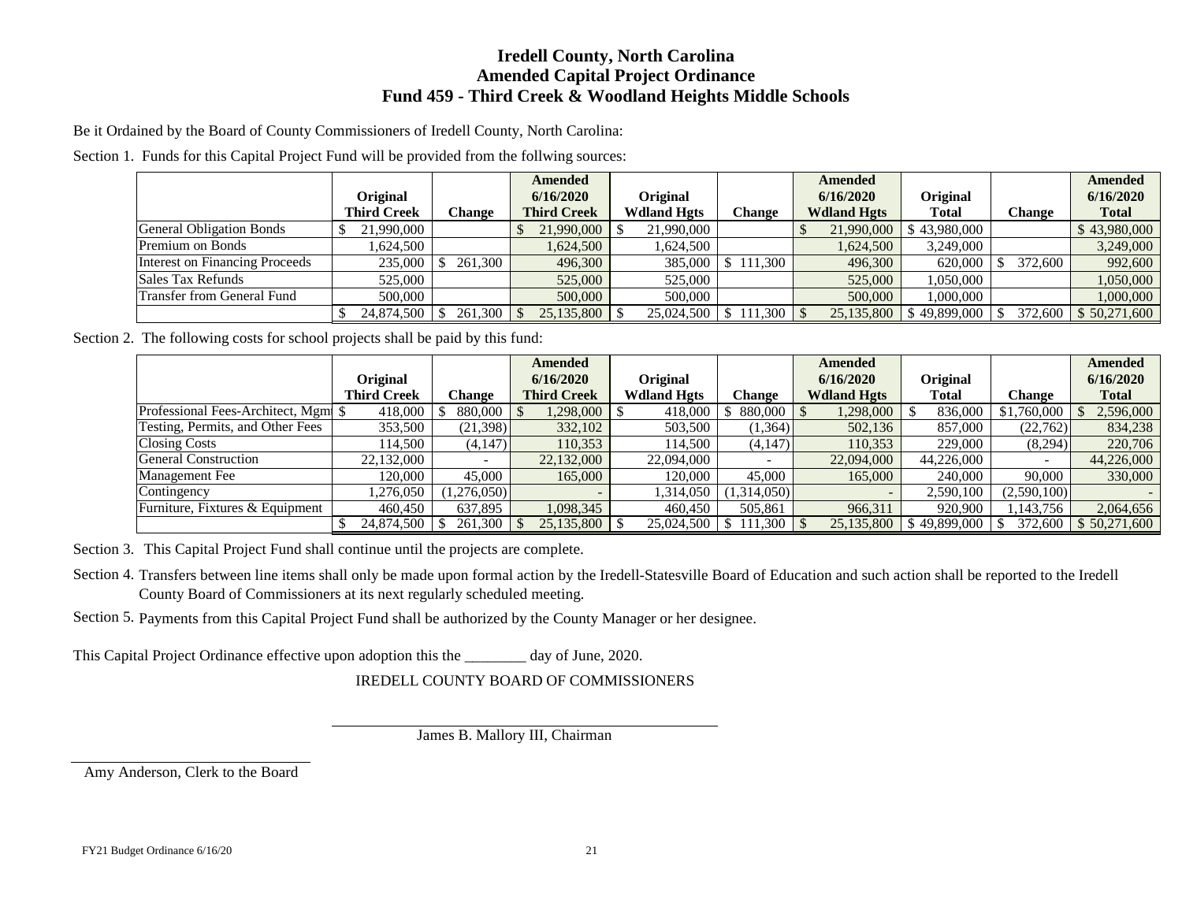# Iredell County, North Carolina
## Amended Capital Project Ordinance
## Fund 459 - Third Creek & Woodland Heights Middle Schools

Be it Ordained by the Board of County Commissioners of Iredell County, North Carolina:

Section 1. Funds for this Capital Project Fund will be provided from the follwing sources:

| | Original Third Creek | Change | Amended 6/16/2020 Third Creek | Original Wdland Hgts | Change | Amended 6/16/2020 Wdland Hgts | Original Total | Change | Amended 6/16/2020 Total |
|---|---|---|---|---|---|---|---|---|---|
| General Obligation Bonds | $ 21,990,000 | | $ 21,990,000 | $ 21,990,000 | | $ 21,990,000 | $ 43,980,000 | | $ 43,980,000 |
| Premium on Bonds | 1,624,500 | | 1,624,500 | 1,624,500 | | 1,624,500 | 3,249,000 | | 3,249,000 |
| Interest on Financing Proceeds | 235,000 | $ 261,300 | 496,300 | 385,000 | $ 111,300 | 496,300 | 620,000 | $ 372,600 | 992,600 |
| Sales Tax Refunds | 525,000 | | 525,000 | 525,000 | | 525,000 | 1,050,000 | | 1,050,000 |
| Transfer from General Fund | 500,000 | | 500,000 | 500,000 | | 500,000 | 1,000,000 | | 1,000,000 |
| | $ 24,874,500 | $ 261,300 | $ 25,135,800 | $ 25,024,500 | $ 111,300 | $ 25,135,800 | $ 49,899,000 | $ 372,600 | $ 50,271,600 |

Section 2. The following costs for school projects shall be paid by this fund:

| | Original Third Creek | Change | Amended 6/16/2020 Third Creek | Original Wdland Hgts | Change | Amended 6/16/2020 Wdland Hgts | Original Total | Change | Amended 6/16/2020 Total |
|---|---|---|---|---|---|---|---|---|---|
| Professional Fees-Architect, Mgm | $ 418,000 | $ 880,000 | $ 1,298,000 | $ 418,000 | $ 880,000 | $ 1,298,000 | $ 836,000 | $1,760,000 | $ 2,596,000 |
| Testing, Permits, and Other Fees | 353,500 | (21,398) | 332,102 | 503,500 | (1,364) | 502,136 | 857,000 | (22,762) | 834,238 |
| Closing Costs | 114,500 | (4,147) | 110,353 | 114,500 | (4,147) | 110,353 | 229,000 | (8,294) | 220,706 |
| General Construction | 22,132,000 | - | 22,132,000 | 22,094,000 | - | 22,094,000 | 44,226,000 | - | 44,226,000 |
| Management Fee | 120,000 | 45,000 | 165,000 | 120,000 | 45,000 | 165,000 | 240,000 | 90,000 | 330,000 |
| Contingency | 1,276,050 | (1,276,050) | - | 1,314,050 | (1,314,050) | - | 2,590,100 | (2,590,100) | - |
| Furniture, Fixtures & Equipment | 460,450 | 637,895 | 1,098,345 | 460,450 | 505,861 | 966,311 | 920,900 | 1,143,756 | 2,064,656 |
| | $ 24,874,500 | $ 261,300 | $ 25,135,800 | $ 25,024,500 | $ 111,300 | $ 25,135,800 | $ 49,899,000 | $ 372,600 | $ 50,271,600 |

Section 3. This Capital Project Fund shall continue until the projects are complete.

Section 4. Transfers between line items shall only be made upon formal action by the Iredell-Statesville Board of Education and such action shall be reported to the Iredell County Board of Commissioners at its next regularly scheduled meeting.

Section 5. Payments from this Capital Project Fund shall be authorized by the County Manager or her designee.

This Capital Project Ordinance effective upon adoption this the ________ day of June, 2020.

IREDELL COUNTY BOARD OF COMMISSIONERS

James B. Mallory III, Chairman

Amy Anderson, Clerk to the Board

FY21 Budget Ordinance 6/16/20